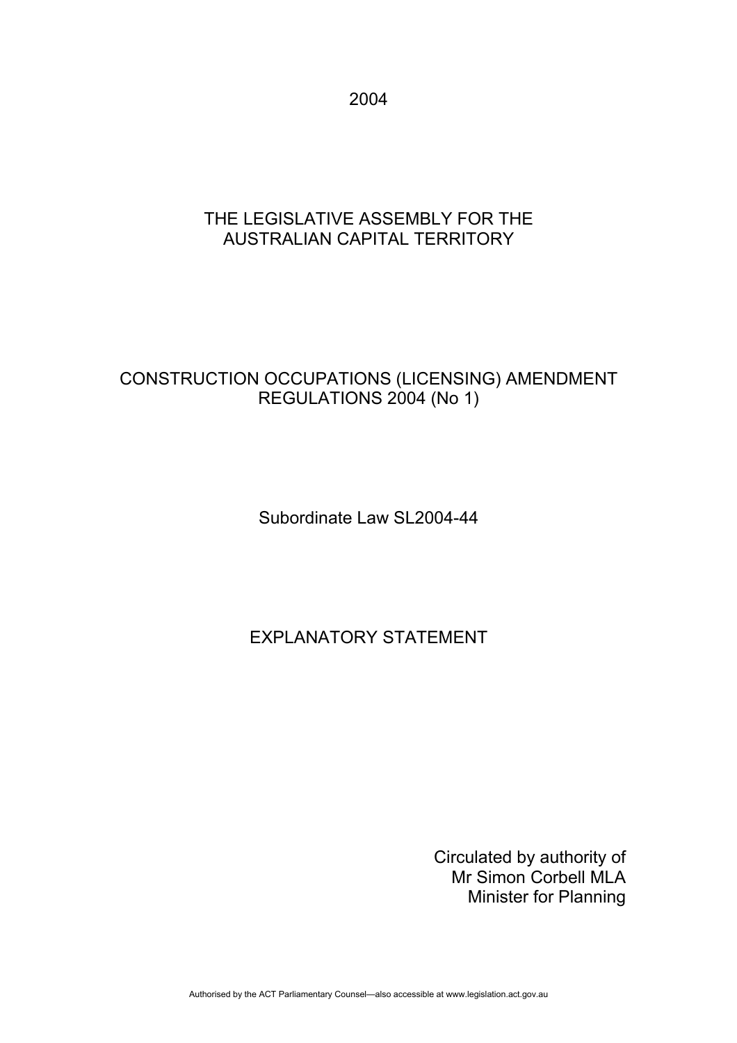2004

# THE LEGISLATIVE ASSEMBLY FOR THE AUSTRALIAN CAPITAL TERRITORY

# CONSTRUCTION OCCUPATIONS (LICENSING) AMENDMENT REGULATIONS 2004 (No 1)

Subordinate Law SL2004-44

## EXPLANATORY STATEMENT

Circulated by authority of
Mr Simon Corbell MLA
Minister for Planning

Authorised by the ACT Parliamentary Counsel—also accessible at www.legislation.act.gov.au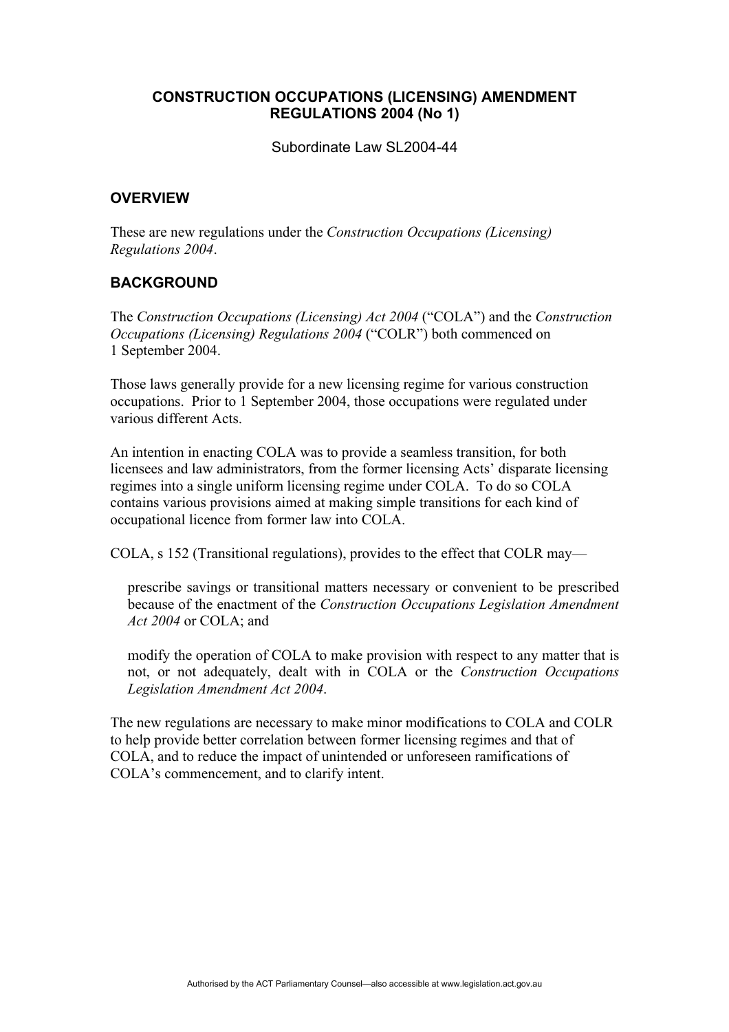# CONSTRUCTION OCCUPATIONS (LICENSING) AMENDMENT REGULATIONS 2004 (No 1)

Subordinate Law SL2004-44

## OVERVIEW

These are new regulations under the *Construction Occupations (Licensing) Regulations 2004*.

## BACKGROUND

The *Construction Occupations (Licensing) Act 2004* ("COLA") and the *Construction Occupations (Licensing) Regulations 2004* ("COLR") both commenced on 1 September 2004.

Those laws generally provide for a new licensing regime for various construction occupations. Prior to 1 September 2004, those occupations were regulated under various different Acts.

An intention in enacting COLA was to provide a seamless transition, for both licensees and law administrators, from the former licensing Acts' disparate licensing regimes into a single uniform licensing regime under COLA. To do so COLA contains various provisions aimed at making simple transitions for each kind of occupational licence from former law into COLA.

COLA, s 152 (Transitional regulations), provides to the effect that COLR may—

> prescribe savings or transitional matters necessary or convenient to be prescribed because of the enactment of the *Construction Occupations Legislation Amendment Act 2004* or COLA; and
>
> modify the operation of COLA to make provision with respect to any matter that is not, or not adequately, dealt with in COLA or the *Construction Occupations Legislation Amendment Act 2004*.

The new regulations are necessary to make minor modifications to COLA and COLR to help provide better correlation between former licensing regimes and that of COLA, and to reduce the impact of unintended or unforeseen ramifications of COLA's commencement, and to clarify intent.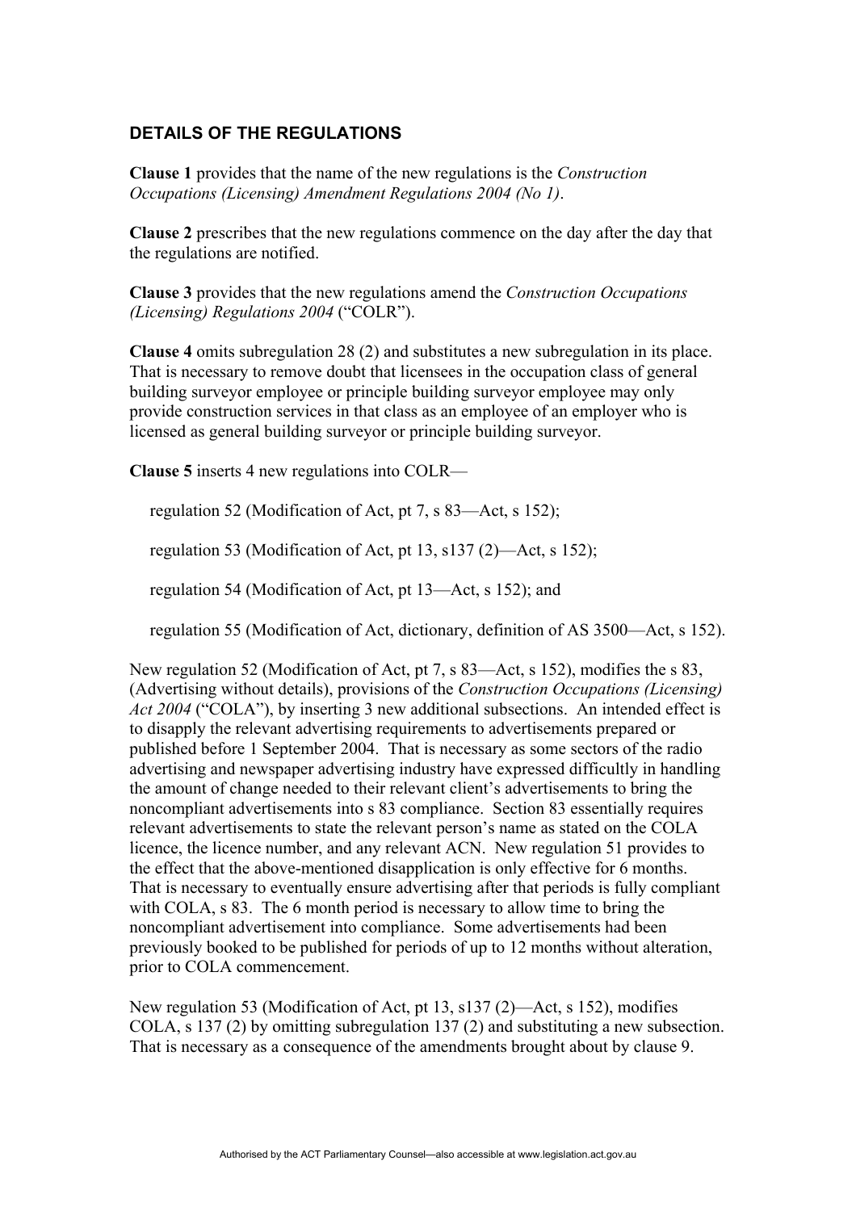## DETAILS OF THE REGULATIONS

**Clause 1** provides that the name of the new regulations is the *Construction Occupations (Licensing) Amendment Regulations 2004 (No 1)*.

**Clause 2** prescribes that the new regulations commence on the day after the day that the regulations are notified.

**Clause 3** provides that the new regulations amend the *Construction Occupations (Licensing) Regulations 2004* ("COLR").

**Clause 4** omits subregulation 28 (2) and substitutes a new subregulation in its place. That is necessary to remove doubt that licensees in the occupation class of general building surveyor employee or principle building surveyor employee may only provide construction services in that class as an employee of an employer who is licensed as general building surveyor or principle building surveyor.

**Clause 5** inserts 4 new regulations into COLR—

regulation 52 (Modification of Act, pt 7, s 83—Act, s 152);

regulation 53 (Modification of Act, pt 13, s137 (2)—Act, s 152);

regulation 54 (Modification of Act, pt 13—Act, s 152); and

regulation 55 (Modification of Act, dictionary, definition of AS 3500—Act, s 152).

New regulation 52 (Modification of Act, pt 7, s 83—Act, s 152), modifies the s 83, (Advertising without details), provisions of the *Construction Occupations (Licensing) Act 2004* ("COLA"), by inserting 3 new additional subsections. An intended effect is to disapply the relevant advertising requirements to advertisements prepared or published before 1 September 2004. That is necessary as some sectors of the radio advertising and newspaper advertising industry have expressed difficultly in handling the amount of change needed to their relevant client's advertisements to bring the noncompliant advertisements into s 83 compliance. Section 83 essentially requires relevant advertisements to state the relevant person's name as stated on the COLA licence, the licence number, and any relevant ACN. New regulation 51 provides to the effect that the above-mentioned disapplication is only effective for 6 months. That is necessary to eventually ensure advertising after that periods is fully compliant with COLA, s 83. The 6 month period is necessary to allow time to bring the noncompliant advertisement into compliance. Some advertisements had been previously booked to be published for periods of up to 12 months without alteration, prior to COLA commencement.

New regulation 53 (Modification of Act, pt 13, s137 (2)—Act, s 152), modifies COLA, s 137 (2) by omitting subregulation 137 (2) and substituting a new subsection. That is necessary as a consequence of the amendments brought about by clause 9.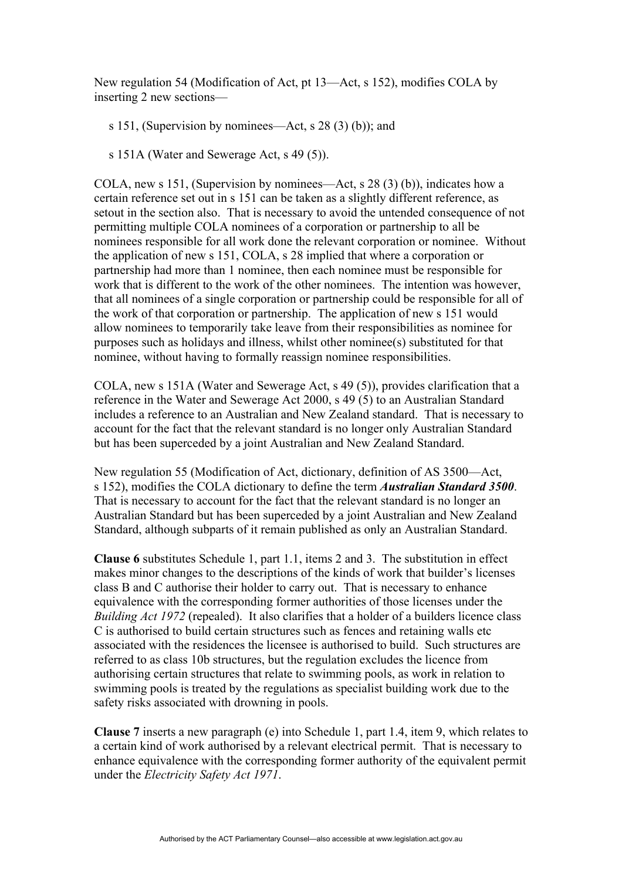New regulation 54 (Modification of Act, pt 13—Act, s 152), modifies COLA by inserting 2 new sections—

s 151, (Supervision by nominees—Act, s 28 (3) (b)); and

s 151A (Water and Sewerage Act, s 49 (5)).

COLA, new s 151, (Supervision by nominees—Act, s 28 (3) (b)), indicates how a certain reference set out in s 151 can be taken as a slightly different reference, as setout in the section also. That is necessary to avoid the untended consequence of not permitting multiple COLA nominees of a corporation or partnership to all be nominees responsible for all work done the relevant corporation or nominee. Without the application of new s 151, COLA, s 28 implied that where a corporation or partnership had more than 1 nominee, then each nominee must be responsible for work that is different to the work of the other nominees. The intention was however, that all nominees of a single corporation or partnership could be responsible for all of the work of that corporation or partnership. The application of new s 151 would allow nominees to temporarily take leave from their responsibilities as nominee for purposes such as holidays and illness, whilst other nominee(s) substituted for that nominee, without having to formally reassign nominee responsibilities.

COLA, new s 151A (Water and Sewerage Act, s 49 (5)), provides clarification that a reference in the Water and Sewerage Act 2000, s 49 (5) to an Australian Standard includes a reference to an Australian and New Zealand standard. That is necessary to account for the fact that the relevant standard is no longer only Australian Standard but has been superceded by a joint Australian and New Zealand Standard.

New regulation 55 (Modification of Act, dictionary, definition of AS 3500—Act, s 152), modifies the COLA dictionary to define the term ***Australian Standard 3500***. That is necessary to account for the fact that the relevant standard is no longer an Australian Standard but has been superceded by a joint Australian and New Zealand Standard, although subparts of it remain published as only an Australian Standard.

**Clause 6** substitutes Schedule 1, part 1.1, items 2 and 3. The substitution in effect makes minor changes to the descriptions of the kinds of work that builder's licenses class B and C authorise their holder to carry out. That is necessary to enhance equivalence with the corresponding former authorities of those licenses under the *Building Act 1972* (repealed). It also clarifies that a holder of a builders licence class C is authorised to build certain structures such as fences and retaining walls etc associated with the residences the licensee is authorised to build. Such structures are referred to as class 10b structures, but the regulation excludes the licence from authorising certain structures that relate to swimming pools, as work in relation to swimming pools is treated by the regulations as specialist building work due to the safety risks associated with drowning in pools.

**Clause 7** inserts a new paragraph (e) into Schedule 1, part 1.4, item 9, which relates to a certain kind of work authorised by a relevant electrical permit. That is necessary to enhance equivalence with the corresponding former authority of the equivalent permit under the *Electricity Safety Act 1971*.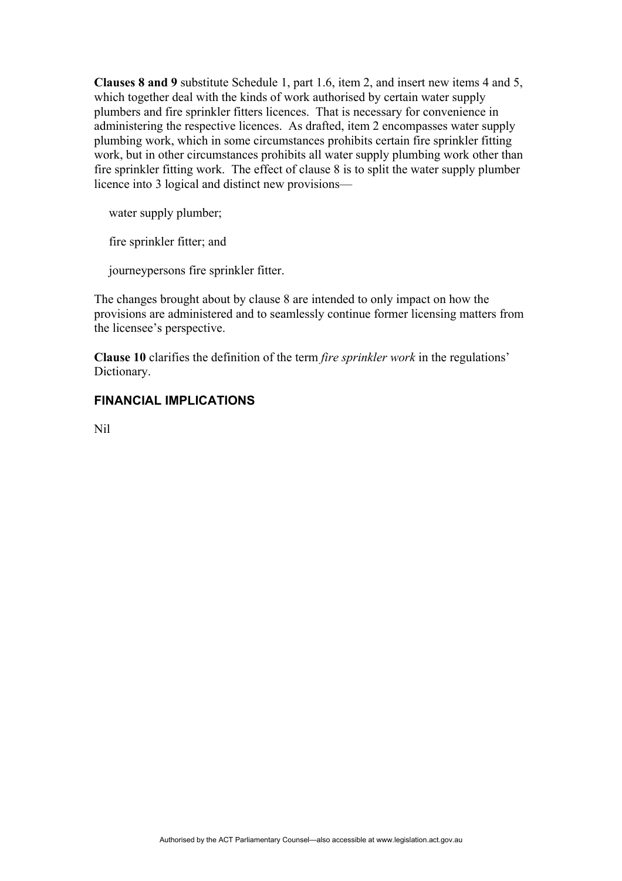**Clauses 8 and 9** substitute Schedule 1, part 1.6, item 2, and insert new items 4 and 5, which together deal with the kinds of work authorised by certain water supply plumbers and fire sprinkler fitters licences. That is necessary for convenience in administering the respective licences. As drafted, item 2 encompasses water supply plumbing work, which in some circumstances prohibits certain fire sprinkler fitting work, but in other circumstances prohibits all water supply plumbing work other than fire sprinkler fitting work. The effect of clause 8 is to split the water supply plumber licence into 3 logical and distinct new provisions—

water supply plumber;

fire sprinkler fitter; and

journeypersons fire sprinkler fitter.

The changes brought about by clause 8 are intended to only impact on how the provisions are administered and to seamlessly continue former licensing matters from the licensee's perspective.

**Clause 10** clarifies the definition of the term *fire sprinkler work* in the regulations' Dictionary.

## FINANCIAL IMPLICATIONS

Nil